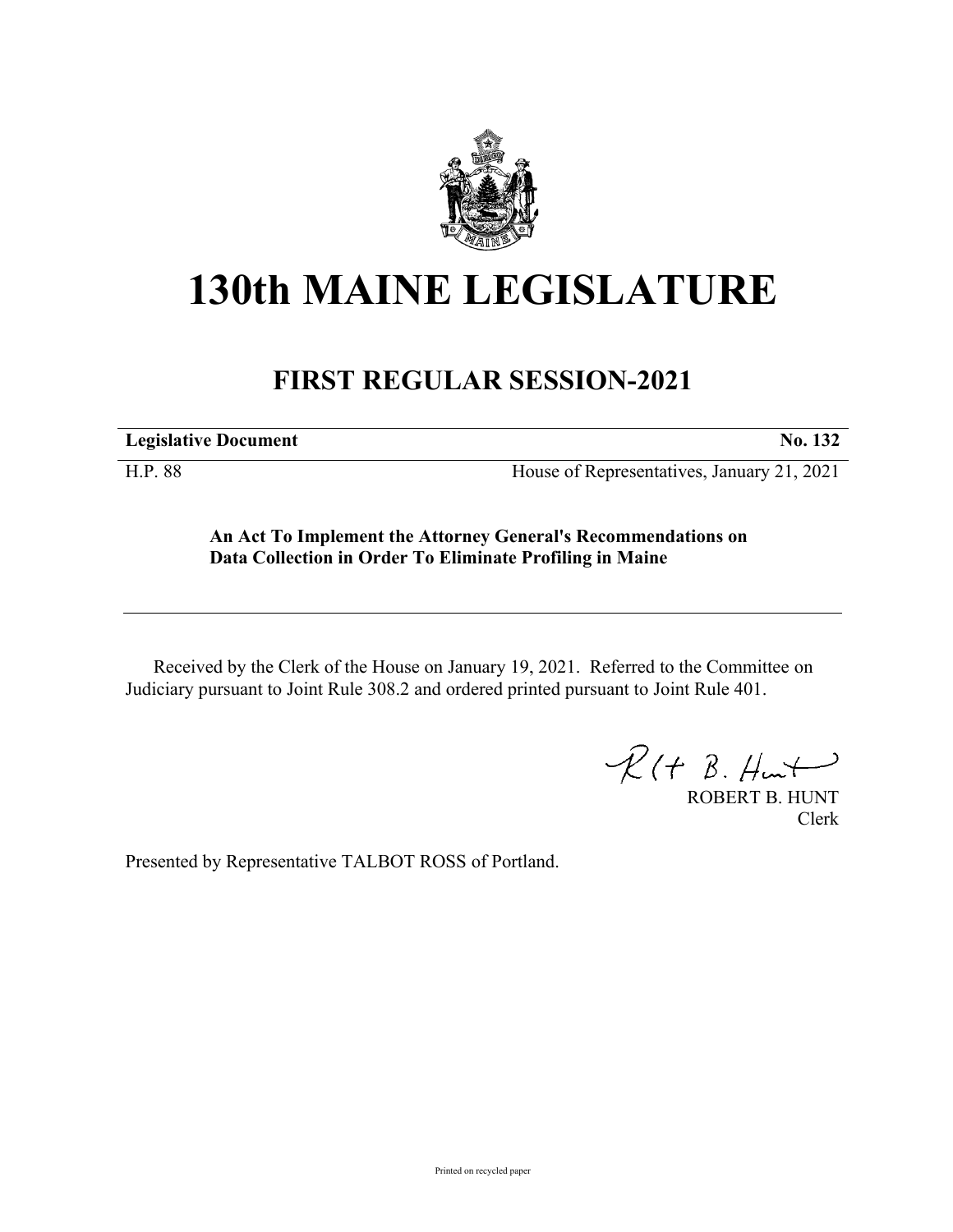# 130th MAINE LEGISLATURE

## FIRST REGULAR SESSION-2021

| **Legislative Document** | **No. 132** |
|---|---|
| H.P. 88 | House of Representatives, January 21, 2021 |

**An Act To Implement the Attorney General's Recommendations on Data Collection in Order To Eliminate Profiling in Maine**

Received by the Clerk of the House on January 19, 2021. Referred to the Committee on Judiciary pursuant to Joint Rule 308.2 and ordered printed pursuant to Joint Rule 401.

ROBERT B. HUNT
Clerk

Presented by Representative TALBOT ROSS of Portland.

Printed on recycled paper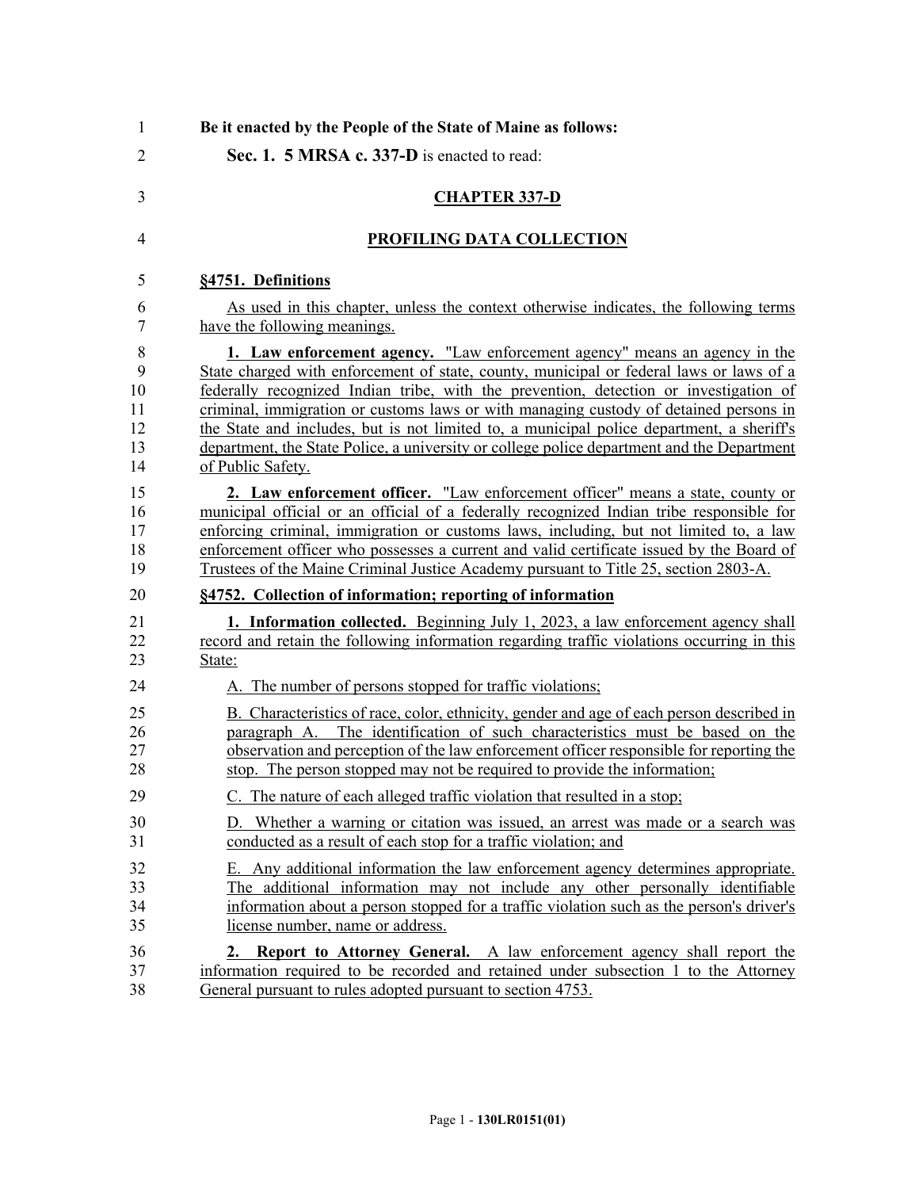**Be it enacted by the People of the State of Maine as follows:**

**Sec. 1. 5 MRSA c. 337-D** is enacted to read:

## CHAPTER 337-D

## PROFILING DATA COLLECTION

### §4751. Definitions

As used in this chapter, unless the context otherwise indicates, the following terms have the following meanings.

**1. Law enforcement agency.** "Law enforcement agency" means an agency in the State charged with enforcement of state, county, municipal or federal laws or laws of a federally recognized Indian tribe, with the prevention, detection or investigation of criminal, immigration or customs laws or with managing custody of detained persons in the State and includes, but is not limited to, a municipal police department, a sheriff's department, the State Police, a university or college police department and the Department of Public Safety.

**2. Law enforcement officer.** "Law enforcement officer" means a state, county or municipal official or an official of a federally recognized Indian tribe responsible for enforcing criminal, immigration or customs laws, including, but not limited to, a law enforcement officer who possesses a current and valid certificate issued by the Board of Trustees of the Maine Criminal Justice Academy pursuant to Title 25, section 2803-A.

### §4752. Collection of information; reporting of information

**1. Information collected.** Beginning July 1, 2023, a law enforcement agency shall record and retain the following information regarding traffic violations occurring in this State:

A. The number of persons stopped for traffic violations;

B. Characteristics of race, color, ethnicity, gender and age of each person described in paragraph A. The identification of such characteristics must be based on the observation and perception of the law enforcement officer responsible for reporting the stop. The person stopped may not be required to provide the information;

C. The nature of each alleged traffic violation that resulted in a stop;

D. Whether a warning or citation was issued, an arrest was made or a search was conducted as a result of each stop for a traffic violation; and

E. Any additional information the law enforcement agency determines appropriate. The additional information may not include any other personally identifiable information about a person stopped for a traffic violation such as the person's driver's license number, name or address.

**2. Report to Attorney General.** A law enforcement agency shall report the information required to be recorded and retained under subsection 1 to the Attorney General pursuant to rules adopted pursuant to section 4753.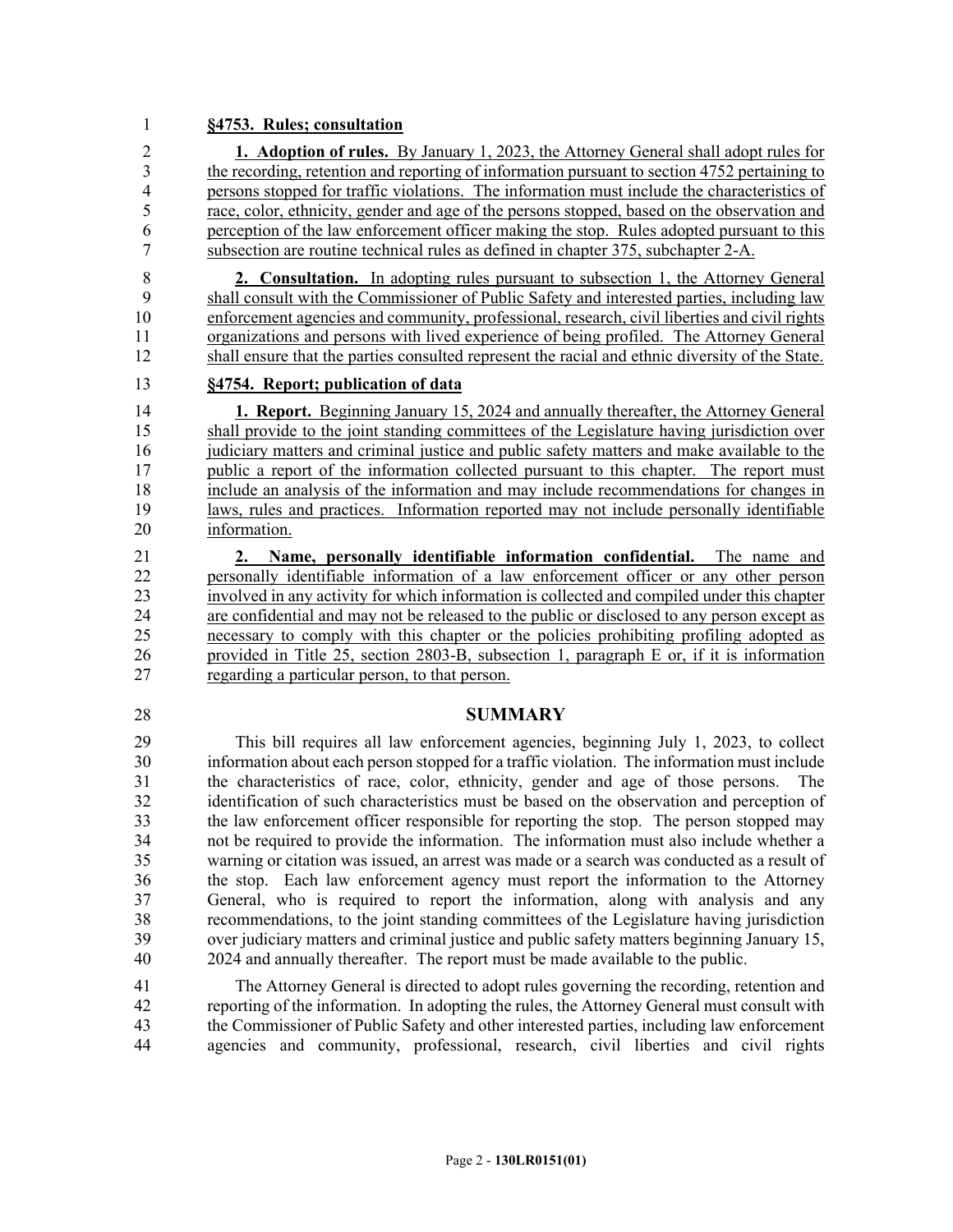**§4753. Rules; consultation**

**1. Adoption of rules.** By January 1, 2023, the Attorney General shall adopt rules for the recording, retention and reporting of information pursuant to section 4752 pertaining to persons stopped for traffic violations. The information must include the characteristics of race, color, ethnicity, gender and age of the persons stopped, based on the observation and perception of the law enforcement officer making the stop. Rules adopted pursuant to this subsection are routine technical rules as defined in chapter 375, subchapter 2-A.

**2. Consultation.** In adopting rules pursuant to subsection 1, the Attorney General shall consult with the Commissioner of Public Safety and interested parties, including law enforcement agencies and community, professional, research, civil liberties and civil rights organizations and persons with lived experience of being profiled. The Attorney General shall ensure that the parties consulted represent the racial and ethnic diversity of the State.

**§4754. Report; publication of data**

**1. Report.** Beginning January 15, 2024 and annually thereafter, the Attorney General shall provide to the joint standing committees of the Legislature having jurisdiction over judiciary matters and criminal justice and public safety matters and make available to the public a report of the information collected pursuant to this chapter. The report must include an analysis of the information and may include recommendations for changes in laws, rules and practices. Information reported may not include personally identifiable information.

**2. Name, personally identifiable information confidential.** The name and personally identifiable information of a law enforcement officer or any other person involved in any activity for which information is collected and compiled under this chapter are confidential and may not be released to the public or disclosed to any person except as necessary to comply with this chapter or the policies prohibiting profiling adopted as provided in Title 25, section 2803-B, subsection 1, paragraph E or, if it is information regarding a particular person, to that person.

## SUMMARY

This bill requires all law enforcement agencies, beginning July 1, 2023, to collect information about each person stopped for a traffic violation. The information must include the characteristics of race, color, ethnicity, gender and age of those persons. The identification of such characteristics must be based on the observation and perception of the law enforcement officer responsible for reporting the stop. The person stopped may not be required to provide the information. The information must also include whether a warning or citation was issued, an arrest was made or a search was conducted as a result of the stop. Each law enforcement agency must report the information to the Attorney General, who is required to report the information, along with analysis and any recommendations, to the joint standing committees of the Legislature having jurisdiction over judiciary matters and criminal justice and public safety matters beginning January 15, 2024 and annually thereafter. The report must be made available to the public.

The Attorney General is directed to adopt rules governing the recording, retention and reporting of the information. In adopting the rules, the Attorney General must consult with the Commissioner of Public Safety and other interested parties, including law enforcement agencies and community, professional, research, civil liberties and civil rights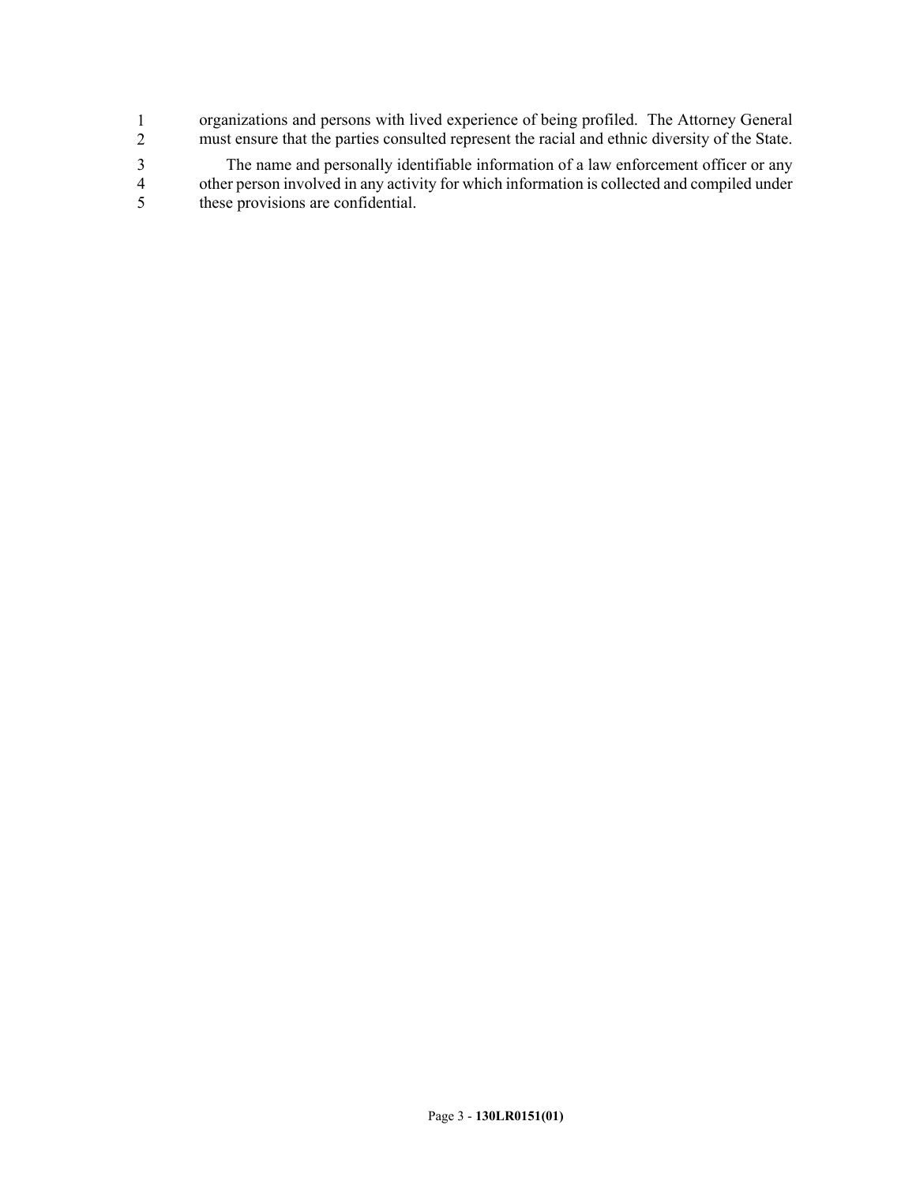organizations and persons with lived experience of being profiled. The Attorney General must ensure that the parties consulted represent the racial and ethnic diversity of the State.

The name and personally identifiable information of a law enforcement officer or any other person involved in any activity for which information is collected and compiled under these provisions are confidential.